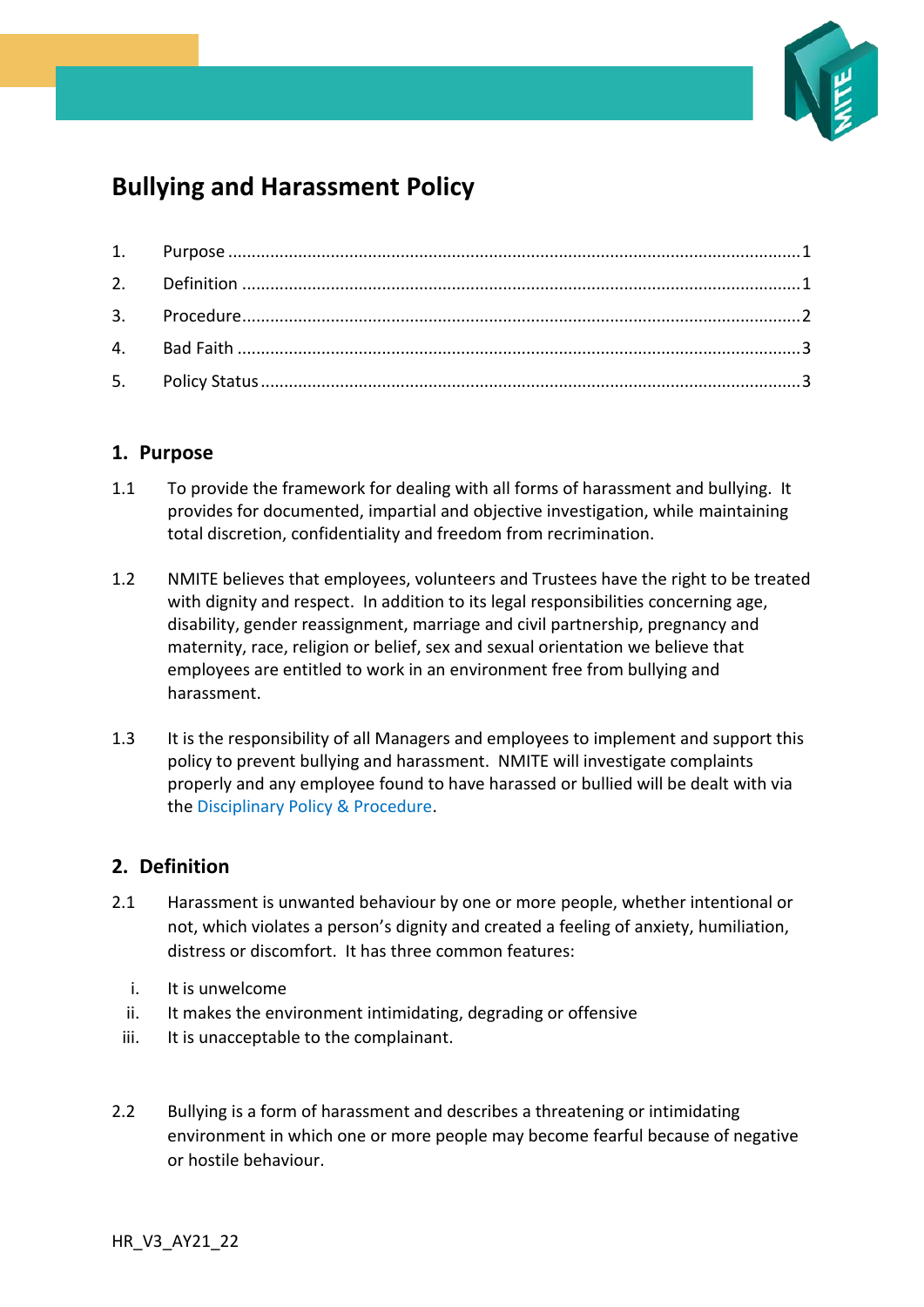# Bullying and Harassment Policy

1. Purpose ........................................................ 1
2. Definition ........................................................ 1
3. Procedure ........................................................ 2
4. Bad Faith ........................................................ 3
5. Policy Status ........................................................ 3

## 1. Purpose

1.1 To provide the framework for dealing with all forms of harassment and bullying. It provides for documented, impartial and objective investigation, while maintaining total discretion, confidentiality and freedom from recrimination.

1.2 NMITE believes that employees, volunteers and Trustees have the right to be treated with dignity and respect. In addition to its legal responsibilities concerning age, disability, gender reassignment, marriage and civil partnership, pregnancy and maternity, race, religion or belief, sex and sexual orientation we believe that employees are entitled to work in an environment free from bullying and harassment.

1.3 It is the responsibility of all Managers and employees to implement and support this policy to prevent bullying and harassment. NMITE will investigate complaints properly and any employee found to have harassed or bullied will be dealt with via the Disciplinary Policy & Procedure.

## 2. Definition

2.1 Harassment is unwanted behaviour by one or more people, whether intentional or not, which violates a person's dignity and created a feeling of anxiety, humiliation, distress or discomfort. It has three common features:

i. It is unwelcome
ii. It makes the environment intimidating, degrading or offensive
iii. It is unacceptable to the complainant.

2.2 Bullying is a form of harassment and describes a threatening or intimidating environment in which one or more people may become fearful because of negative or hostile behaviour.

HR_V3_AY21_22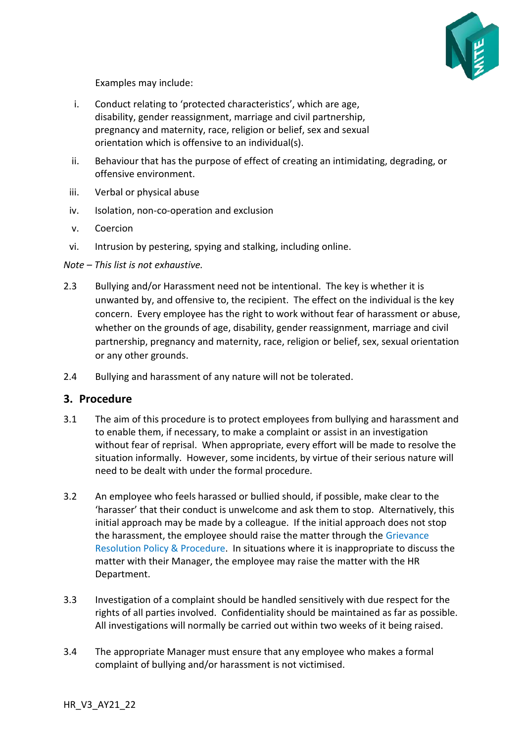Examples may include:

i. Conduct relating to 'protected characteristics', which are age, disability, gender reassignment, marriage and civil partnership, pregnancy and maternity, race, religion or belief, sex and sexual orientation which is offensive to an individual(s).

ii. Behaviour that has the purpose of effect of creating an intimidating, degrading, or offensive environment.

iii. Verbal or physical abuse

iv. Isolation, non-co-operation and exclusion

v. Coercion

vi. Intrusion by pestering, spying and stalking, including online.

*Note – This list is not exhaustive.*

2.3 Bullying and/or Harassment need not be intentional. The key is whether it is unwanted by, and offensive to, the recipient. The effect on the individual is the key concern. Every employee has the right to work without fear of harassment or abuse, whether on the grounds of age, disability, gender reassignment, marriage and civil partnership, pregnancy and maternity, race, religion or belief, sex, sexual orientation or any other grounds.

2.4 Bullying and harassment of any nature will not be tolerated.

## 3. Procedure

3.1 The aim of this procedure is to protect employees from bullying and harassment and to enable them, if necessary, to make a complaint or assist in an investigation without fear of reprisal. When appropriate, every effort will be made to resolve the situation informally. However, some incidents, by virtue of their serious nature will need to be dealt with under the formal procedure.

3.2 An employee who feels harassed or bullied should, if possible, make clear to the 'harasser' that their conduct is unwelcome and ask them to stop. Alternatively, this initial approach may be made by a colleague. If the initial approach does not stop the harassment, the employee should raise the matter through the Grievance Resolution Policy & Procedure. In situations where it is inappropriate to discuss the matter with their Manager, the employee may raise the matter with the HR Department.

3.3 Investigation of a complaint should be handled sensitively with due respect for the rights of all parties involved. Confidentiality should be maintained as far as possible. All investigations will normally be carried out within two weeks of it being raised.

3.4 The appropriate Manager must ensure that any employee who makes a formal complaint of bullying and/or harassment is not victimised.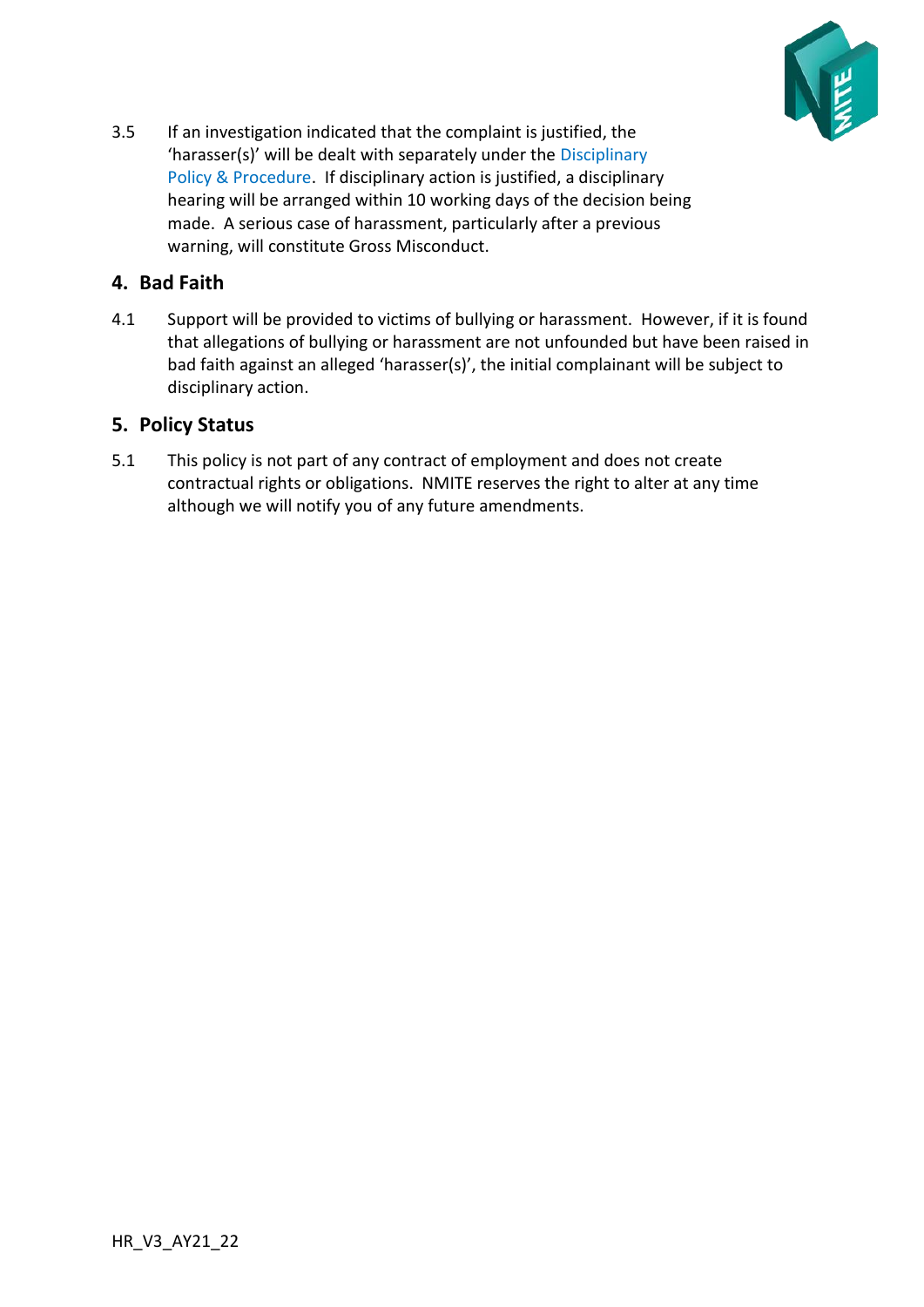3.5 If an investigation indicated that the complaint is justified, the 'harasser(s)' will be dealt with separately under the Disciplinary Policy & Procedure. If disciplinary action is justified, a disciplinary hearing will be arranged within 10 working days of the decision being made. A serious case of harassment, particularly after a previous warning, will constitute Gross Misconduct.

## 4. Bad Faith

4.1 Support will be provided to victims of bullying or harassment. However, if it is found that allegations of bullying or harassment are not unfounded but have been raised in bad faith against an alleged 'harasser(s)', the initial complainant will be subject to disciplinary action.

## 5. Policy Status

5.1 This policy is not part of any contract of employment and does not create contractual rights or obligations. NMITE reserves the right to alter at any time although we will notify you of any future amendments.